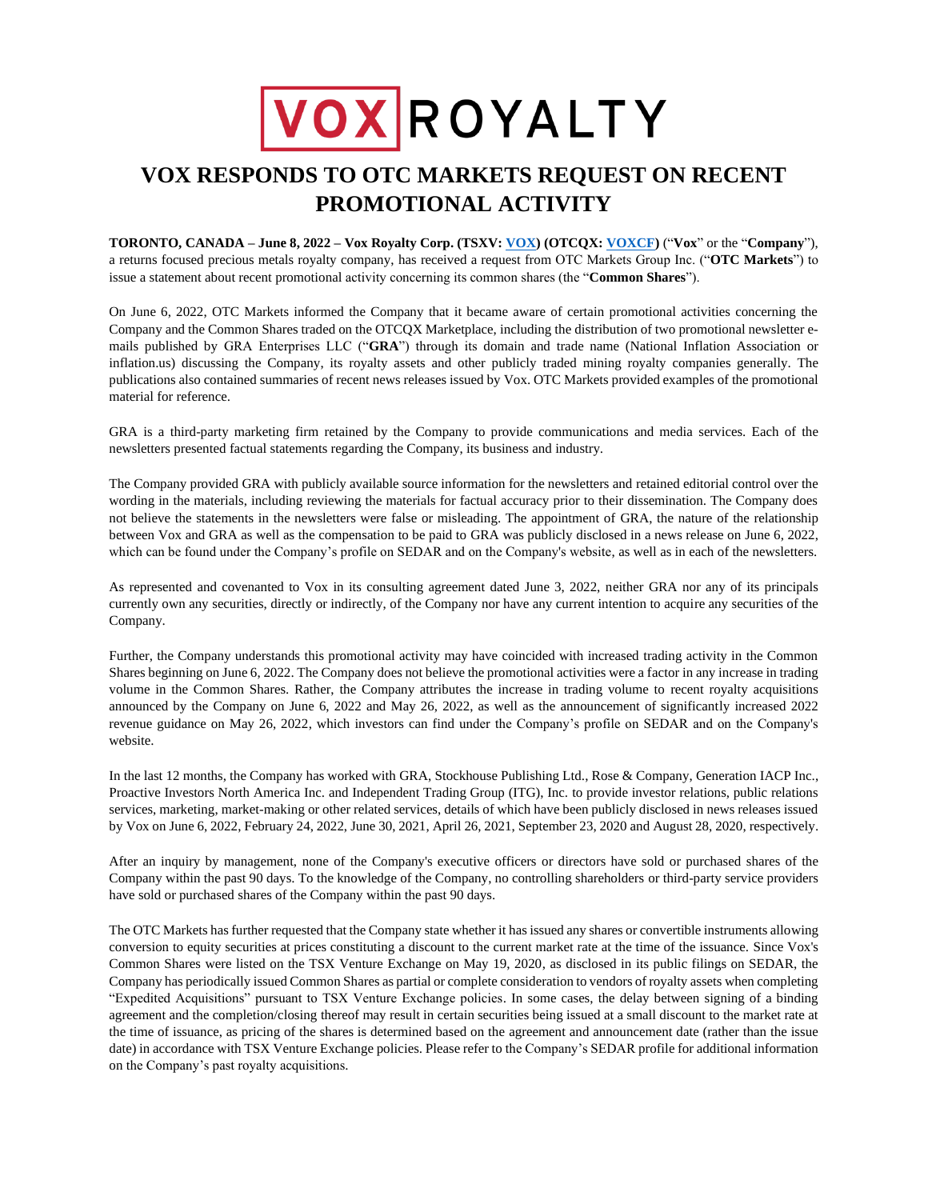# VOX RESPONDS TO OTC MARKETS REQUEST ON RECENT PROMOTIONAL ACTIVITY

**TORONTO, CANADA – June 8, 2022 – Vox Royalty Corp. (TSXV: VOX) (OTCQX: VOXCF)** ("**Vox**" or the "**Company**"), a returns focused precious metals royalty company, has received a request from OTC Markets Group Inc. ("**OTC Markets**") to issue a statement about recent promotional activity concerning its common shares (the "**Common Shares**").

On June 6, 2022, OTC Markets informed the Company that it became aware of certain promotional activities concerning the Company and the Common Shares traded on the OTCQX Marketplace, including the distribution of two promotional newsletter e-mails published by GRA Enterprises LLC ("**GRA**") through its domain and trade name (National Inflation Association or inflation.us) discussing the Company, its royalty assets and other publicly traded mining royalty companies generally. The publications also contained summaries of recent news releases issued by Vox. OTC Markets provided examples of the promotional material for reference.

GRA is a third-party marketing firm retained by the Company to provide communications and media services. Each of the newsletters presented factual statements regarding the Company, its business and industry.

The Company provided GRA with publicly available source information for the newsletters and retained editorial control over the wording in the materials, including reviewing the materials for factual accuracy prior to their dissemination. The Company does not believe the statements in the newsletters were false or misleading. The appointment of GRA, the nature of the relationship between Vox and GRA as well as the compensation to be paid to GRA was publicly disclosed in a news release on June 6, 2022, which can be found under the Company's profile on SEDAR and on the Company's website, as well as in each of the newsletters.

As represented and covenanted to Vox in its consulting agreement dated June 3, 2022, neither GRA nor any of its principals currently own any securities, directly or indirectly, of the Company nor have any current intention to acquire any securities of the Company.

Further, the Company understands this promotional activity may have coincided with increased trading activity in the Common Shares beginning on June 6, 2022. The Company does not believe the promotional activities were a factor in any increase in trading volume in the Common Shares. Rather, the Company attributes the increase in trading volume to recent royalty acquisitions announced by the Company on June 6, 2022 and May 26, 2022, as well as the announcement of significantly increased 2022 revenue guidance on May 26, 2022, which investors can find under the Company's profile on SEDAR and on the Company's website.

In the last 12 months, the Company has worked with GRA, Stockhouse Publishing Ltd., Rose & Company, Generation IACP Inc., Proactive Investors North America Inc. and Independent Trading Group (ITG), Inc. to provide investor relations, public relations services, marketing, market-making or other related services, details of which have been publicly disclosed in news releases issued by Vox on June 6, 2022, February 24, 2022, June 30, 2021, April 26, 2021, September 23, 2020 and August 28, 2020, respectively.

After an inquiry by management, none of the Company's executive officers or directors have sold or purchased shares of the Company within the past 90 days. To the knowledge of the Company, no controlling shareholders or third-party service providers have sold or purchased shares of the Company within the past 90 days.

The OTC Markets has further requested that the Company state whether it has issued any shares or convertible instruments allowing conversion to equity securities at prices constituting a discount to the current market rate at the time of the issuance. Since Vox's Common Shares were listed on the TSX Venture Exchange on May 19, 2020, as disclosed in its public filings on SEDAR, the Company has periodically issued Common Shares as partial or complete consideration to vendors of royalty assets when completing "Expedited Acquisitions" pursuant to TSX Venture Exchange policies. In some cases, the delay between signing of a binding agreement and the completion/closing thereof may result in certain securities being issued at a small discount to the market rate at the time of issuance, as pricing of the shares is determined based on the agreement and announcement date (rather than the issue date) in accordance with TSX Venture Exchange policies. Please refer to the Company's SEDAR profile for additional information on the Company's past royalty acquisitions.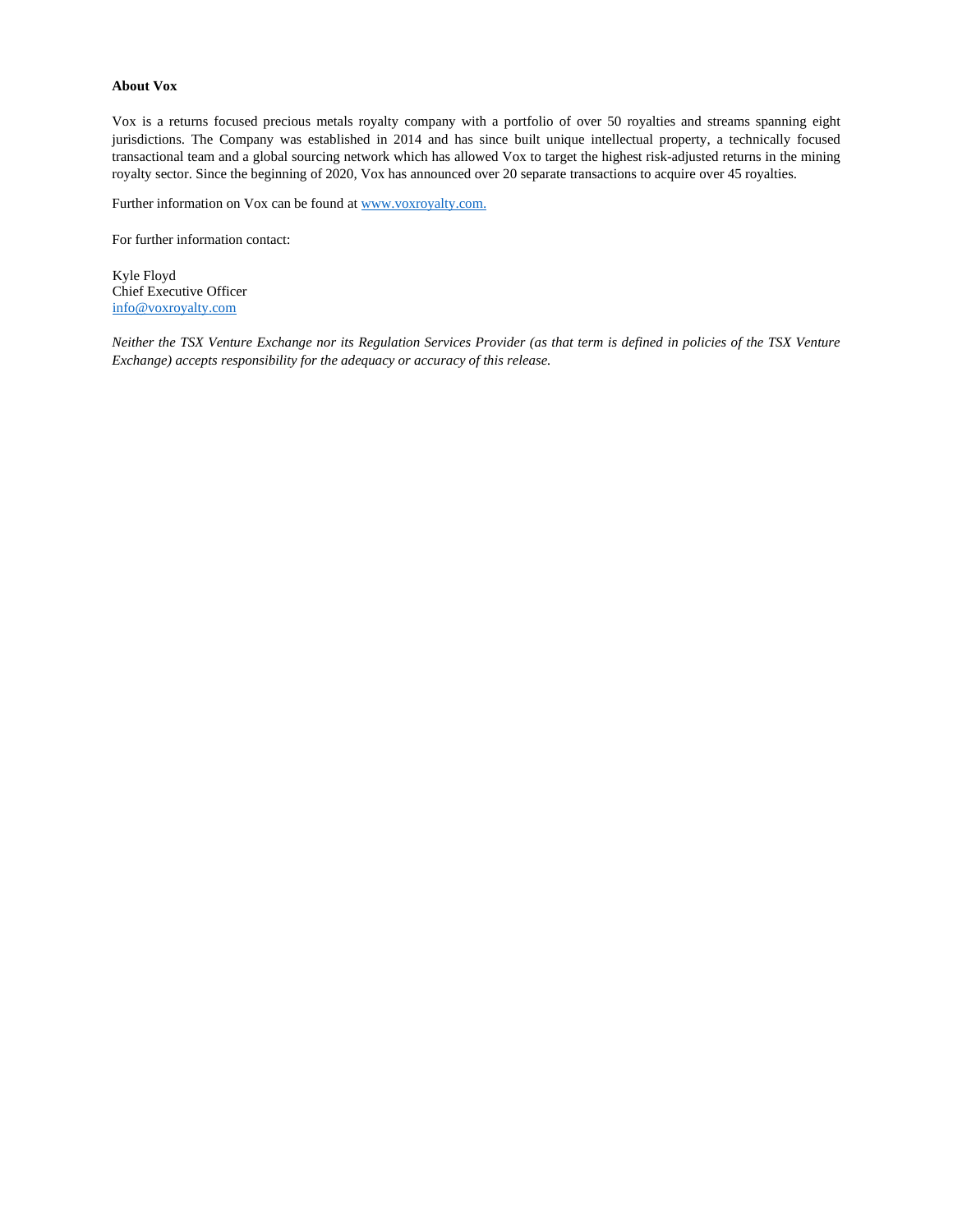**About Vox**

Vox is a returns focused precious metals royalty company with a portfolio of over 50 royalties and streams spanning eight jurisdictions. The Company was established in 2014 and has since built unique intellectual property, a technically focused transactional team and a global sourcing network which has allowed Vox to target the highest risk-adjusted returns in the mining royalty sector. Since the beginning of 2020, Vox has announced over 20 separate transactions to acquire over 45 royalties.

Further information on Vox can be found at [www.voxroyalty.com.](http://www.voxroyalty.com)

For further information contact:

Kyle Floyd
Chief Executive Officer
[info@voxroyalty.com](mailto:info@voxroyalty.com)

*Neither the TSX Venture Exchange nor its Regulation Services Provider (as that term is defined in policies of the TSX Venture Exchange) accepts responsibility for the adequacy or accuracy of this release.*